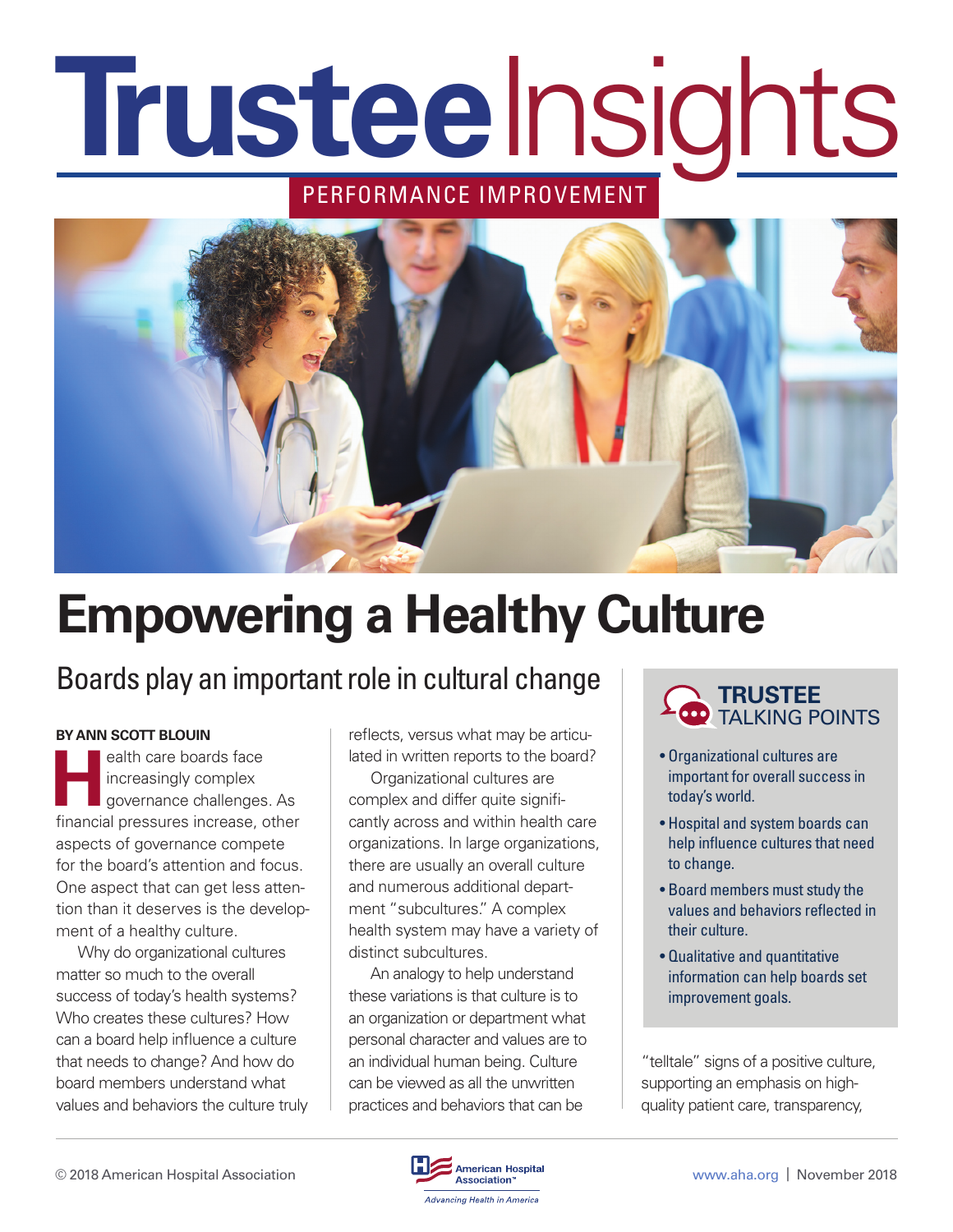# Trustee Insights

PERFORMANCE IMPROVEMENT

# Empowering a Healthy Culture

## Boards play an important role in cultural change

**BY ANN SCOTT BLOUIN**

Health care boards face increasingly complex governance challenges. As financial pressures increase, other aspects of governance compete for the board's attention and focus. One aspect that can get less attention than it deserves is the development of a healthy culture.

Why do organizational cultures matter so much to the overall success of today's health systems? Who creates these cultures? How can a board help influence a culture that needs to change? And how do board members understand what values and behaviors the culture truly reflects, versus what may be articulated in written reports to the board?

Organizational cultures are complex and differ quite significantly across and within health care organizations. In large organizations, there are usually an overall culture and numerous additional department "subcultures." A complex health system may have a variety of distinct subcultures.

An analogy to help understand these variations is that culture is to an organization or department what personal character and values are to an individual human being. Culture can be viewed as all the unwritten practices and behaviors that can be "telltale" signs of a positive culture, supporting an emphasis on high-quality patient care, transparency,

### TRUSTEE TALKING POINTS

- Organizational cultures are important for overall success in today's world.
- Hospital and system boards can help influence cultures that need to change.
- Board members must study the values and behaviors reflected in their culture.
- Qualitative and quantitative information can help boards set improvement goals.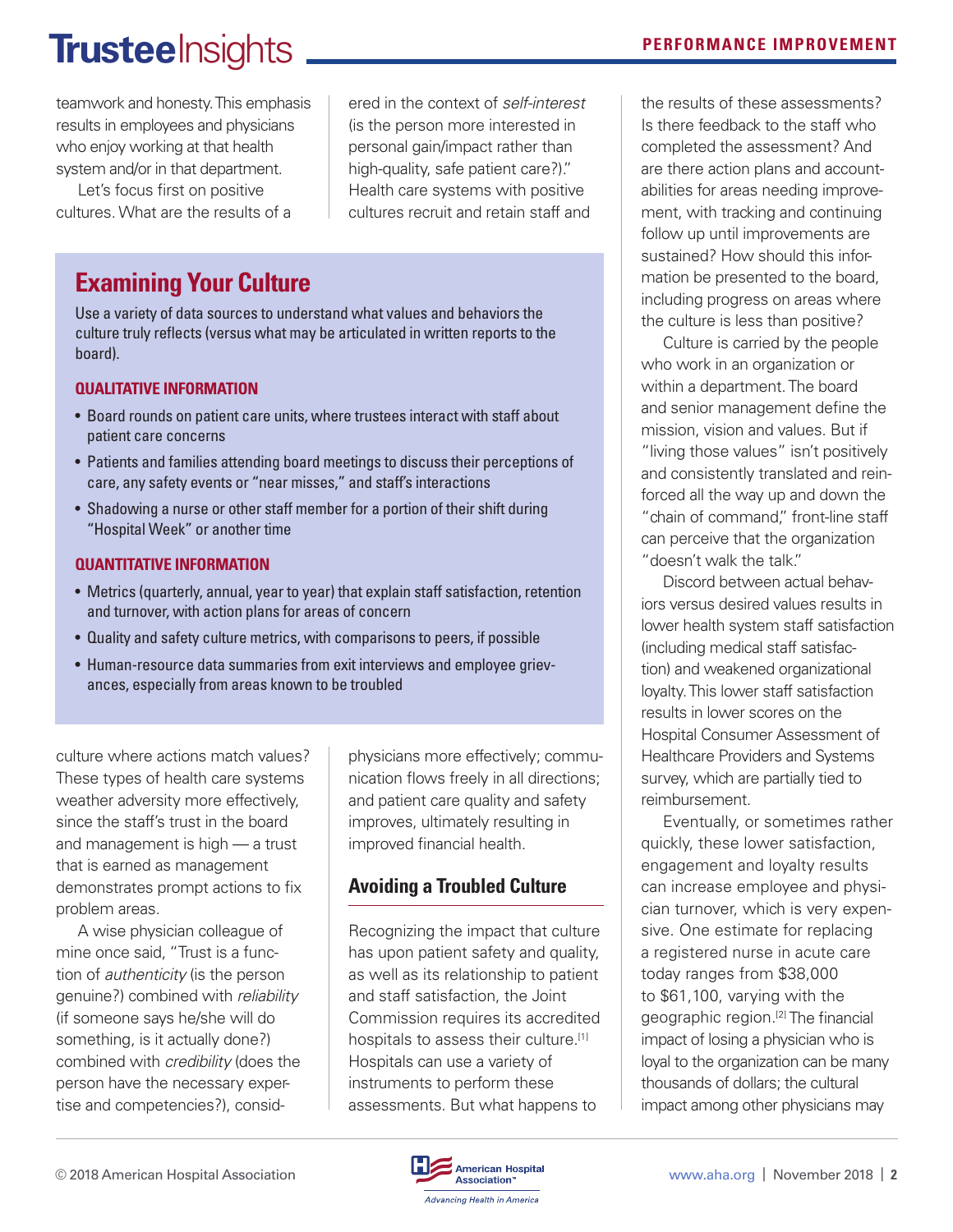teamwork and honesty. This emphasis results in employees and physicians who enjoy working at that health system and/or in that department.

Let's focus first on positive cultures. What are the results of a culture where actions match values? These types of health care systems weather adversity more effectively, since the staff's trust in the board and management is high — a trust that is earned as management demonstrates prompt actions to fix problem areas.

A wise physician colleague of mine once said, "Trust is a function of *authenticity* (is the person genuine?) combined with *reliability* (if someone says he/she will do something, is it actually done?) combined with *credibility* (does the person have the necessary expertise and competencies?), considered in the context of *self-interest* (is the person more interested in personal gain/impact rather than high-quality, safe patient care?)." Health care systems with positive cultures recruit and retain staff and physicians more effectively; communication flows freely in all directions; and patient care quality and safety improves, ultimately resulting in improved financial health.

## Examining Your Culture

Use a variety of data sources to understand what values and behaviors the culture truly reflects (versus what may be articulated in written reports to the board).

### QUALITATIVE INFORMATION

- Board rounds on patient care units, where trustees interact with staff about patient care concerns
- Patients and families attending board meetings to discuss their perceptions of care, any safety events or "near misses," and staff's interactions
- Shadowing a nurse or other staff member for a portion of their shift during "Hospital Week" or another time

### QUANTITATIVE INFORMATION

- Metrics (quarterly, annual, year to year) that explain staff satisfaction, retention and turnover, with action plans for areas of concern
- Quality and safety culture metrics, with comparisons to peers, if possible
- Human-resource data summaries from exit interviews and employee grievances, especially from areas known to be troubled

## Avoiding a Troubled Culture

Recognizing the impact that culture has upon patient safety and quality, as well as its relationship to patient and staff satisfaction, the Joint Commission requires its accredited hospitals to assess their culture.[1] Hospitals can use a variety of instruments to perform these assessments. But what happens to the results of these assessments? Is there feedback to the staff who completed the assessment? And are there action plans and accountabilities for areas needing improvement, with tracking and continuing follow up until improvements are sustained? How should this information be presented to the board, including progress on areas where the culture is less than positive?

Culture is carried by the people who work in an organization or within a department. The board and senior management define the mission, vision and values. But if "living those values" isn't positively and consistently translated and reinforced all the way up and down the "chain of command," front-line staff can perceive that the organization "doesn't walk the talk."

Discord between actual behaviors versus desired values results in lower health system staff satisfaction (including medical staff satisfaction) and weakened organizational loyalty. This lower staff satisfaction results in lower scores on the Hospital Consumer Assessment of Healthcare Providers and Systems survey, which are partially tied to reimbursement.

Eventually, or sometimes rather quickly, these lower satisfaction, engagement and loyalty results can increase employee and physician turnover, which is very expensive. One estimate for replacing a registered nurse in acute care today ranges from $38,000 to $61,100, varying with the geographic region.[2] The financial impact of losing a physician who is loyal to the organization can be many thousands of dollars; the cultural impact among other physicians may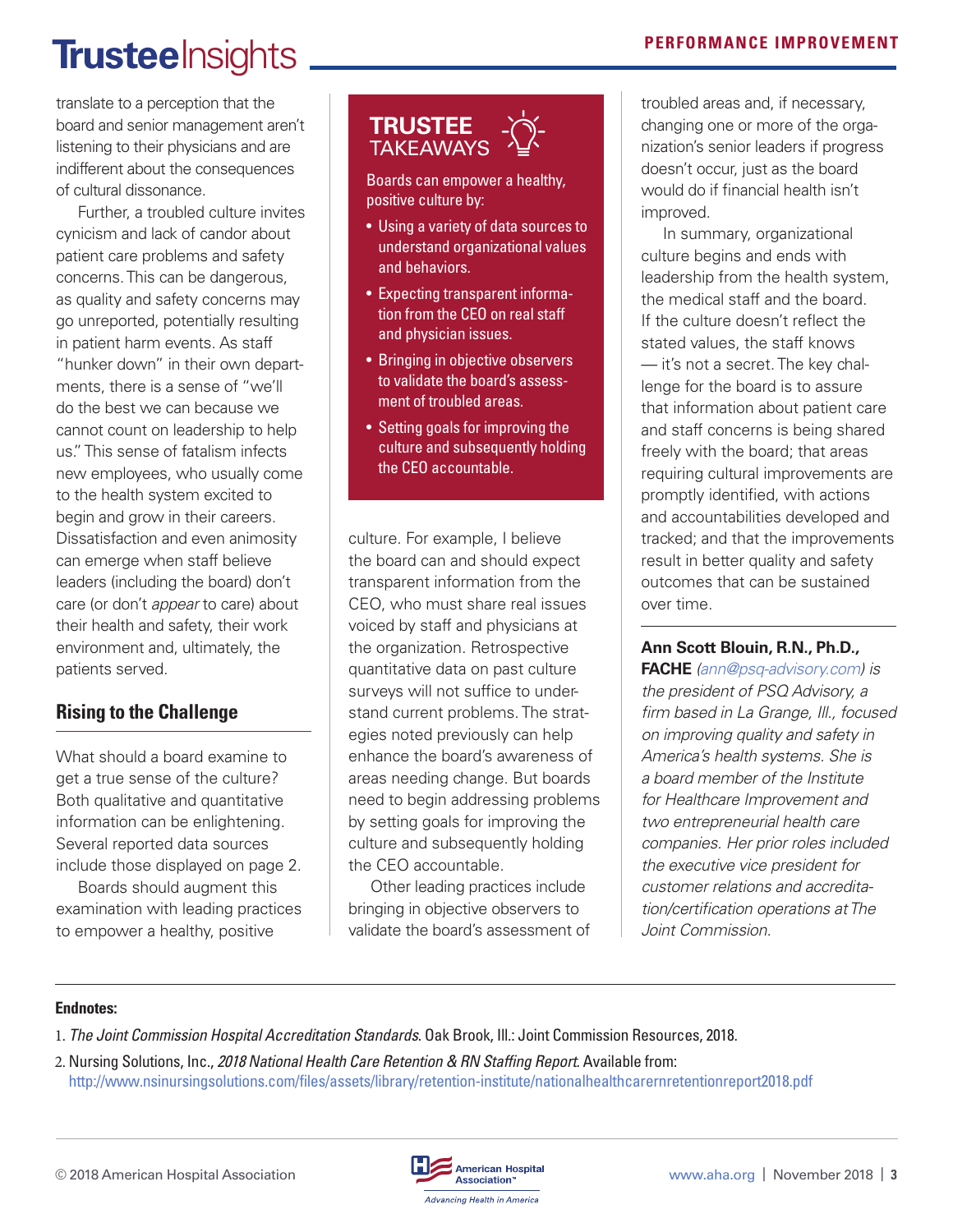translate to a perception that the board and senior management aren't listening to their physicians and are indifferent about the consequences of cultural dissonance.

Further, a troubled culture invites cynicism and lack of candor about patient care problems and safety concerns. This can be dangerous, as quality and safety concerns may go unreported, potentially resulting in patient harm events. As staff "hunker down" in their own departments, there is a sense of "we'll do the best we can because we cannot count on leadership to help us." This sense of fatalism infects new employees, who usually come to the health system excited to begin and grow in their careers. Dissatisfaction and even animosity can emerge when staff believe leaders (including the board) don't care (or don't *appear* to care) about their health and safety, their work environment and, ultimately, the patients served.

## Rising to the Challenge

What should a board examine to get a true sense of the culture? Both qualitative and quantitative information can be enlightening. Several reported data sources include those displayed on page 2.

Boards should augment this examination with leading practices to empower a healthy, positive culture. For example, I believe the board can and should expect transparent information from the CEO, who must share real issues voiced by staff and physicians at the organization. Retrospective quantitative data on past culture surveys will not suffice to understand current problems. The strategies noted previously can help enhance the board's awareness of areas needing change. But boards need to begin addressing problems by setting goals for improving the culture and subsequently holding the CEO accountable.

Other leading practices include bringing in objective observers to validate the board's assessment of troubled areas and, if necessary, changing one or more of the organization's senior leaders if progress doesn't occur, just as the board would do if financial health isn't improved.

In summary, organizational culture begins and ends with leadership from the health system, the medical staff and the board. If the culture doesn't reflect the stated values, the staff knows — it's not a secret. The key challenge for the board is to assure that information about patient care and staff concerns is being shared freely with the board; that areas requiring cultural improvements are promptly identified, with actions and accountabilities developed and tracked; and that the improvements result in better quality and safety outcomes that can be sustained over time.

### TRUSTEE TAKEAWAYS

Boards can empower a healthy, positive culture by:

- Using a variety of data sources to understand organizational values and behaviors.
- Expecting transparent information from the CEO on real staff and physician issues.
- Bringing in objective observers to validate the board's assessment of troubled areas.
- Setting goals for improving the culture and subsequently holding the CEO accountable.

---

**Ann Scott Blouin, R.N., Ph.D., FACHE** *(ann@psq-advisory.com) is the president of PSQ Advisory, a firm based in La Grange, Ill., focused on improving quality and safety in America's health systems. She is a board member of the Institute for Healthcare Improvement and two entrepreneurial health care companies. Her prior roles included the executive vice president for customer relations and accreditation/certification operations at The Joint Commission.*

---

**Endnotes:**

1. *The Joint Commission Hospital Accreditation Standards*. Oak Brook, Ill.: Joint Commission Resources, 2018.
2. Nursing Solutions, Inc., *2018 National Health Care Retention & RN Staffing Report*. Available from: http://www.nsinursingsolutions.com/files/assets/library/retention-institute/nationalhealthcarernretentionreport2018.pdf

© 2018 American Hospital Association